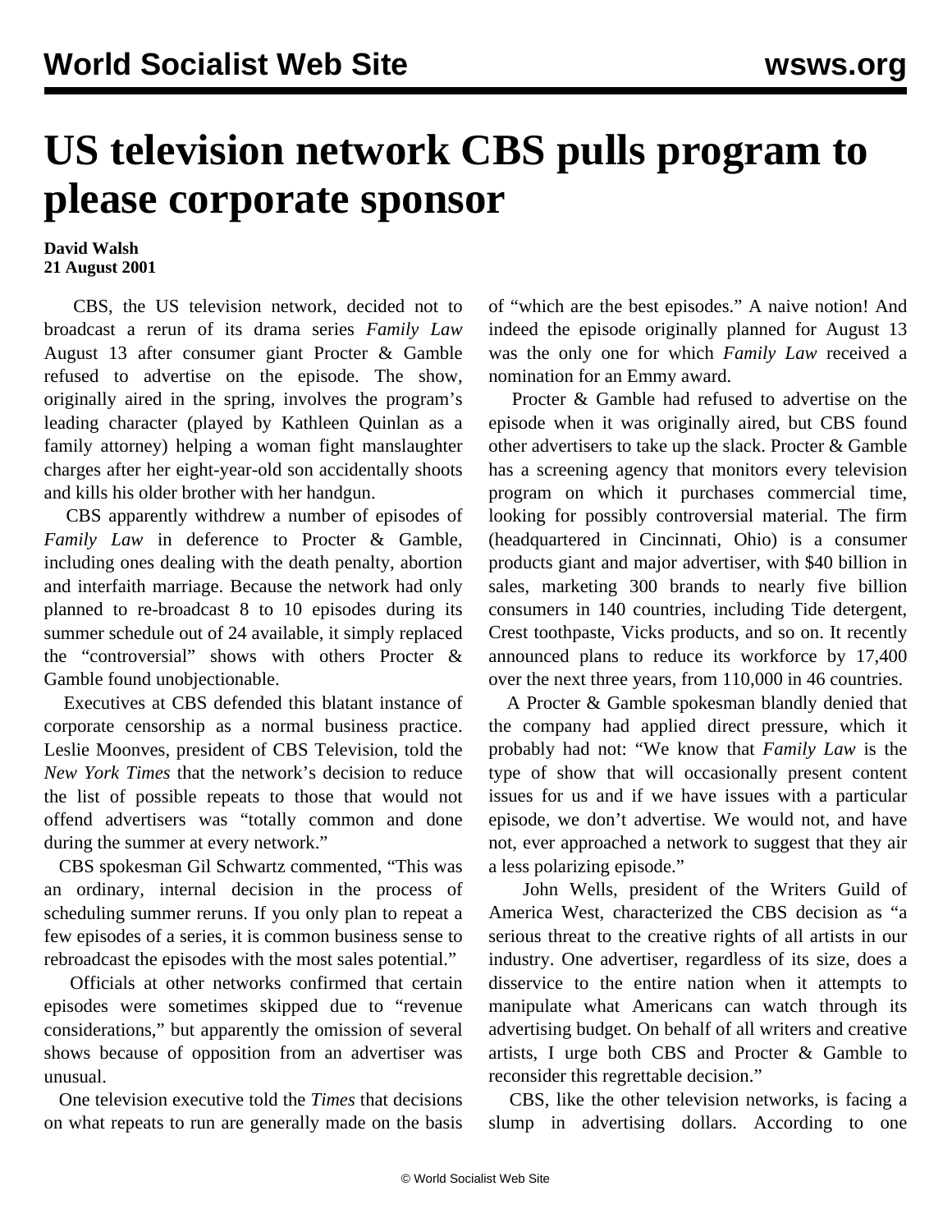# US television network CBS pulls program to please corporate sponsor

**David Walsh**
**21 August 2001**

CBS, the US television network, decided not to broadcast a rerun of its drama series *Family Law* August 13 after consumer giant Procter & Gamble refused to advertise on the episode. The show, originally aired in the spring, involves the program's leading character (played by Kathleen Quinlan as a family attorney) helping a woman fight manslaughter charges after her eight-year-old son accidentally shoots and kills his older brother with her handgun.

CBS apparently withdrew a number of episodes of *Family Law* in deference to Procter & Gamble, including ones dealing with the death penalty, abortion and interfaith marriage. Because the network had only planned to re-broadcast 8 to 10 episodes during its summer schedule out of 24 available, it simply replaced the "controversial" shows with others Procter & Gamble found unobjectionable.

Executives at CBS defended this blatant instance of corporate censorship as a normal business practice. Leslie Moonves, president of CBS Television, told the *New York Times* that the network's decision to reduce the list of possible repeats to those that would not offend advertisers was "totally common and done during the summer at every network."

CBS spokesman Gil Schwartz commented, "This was an ordinary, internal decision in the process of scheduling summer reruns. If you only plan to repeat a few episodes of a series, it is common business sense to rebroadcast the episodes with the most sales potential."

Officials at other networks confirmed that certain episodes were sometimes skipped due to "revenue considerations," but apparently the omission of several shows because of opposition from an advertiser was unusual.

One television executive told the *Times* that decisions on what repeats to run are generally made on the basis of "which are the best episodes." A naive notion! And indeed the episode originally planned for August 13 was the only one for which *Family Law* received a nomination for an Emmy award.

Procter & Gamble had refused to advertise on the episode when it was originally aired, but CBS found other advertisers to take up the slack. Procter & Gamble has a screening agency that monitors every television program on which it purchases commercial time, looking for possibly controversial material. The firm (headquartered in Cincinnati, Ohio) is a consumer products giant and major advertiser, with $40 billion in sales, marketing 300 brands to nearly five billion consumers in 140 countries, including Tide detergent, Crest toothpaste, Vicks products, and so on. It recently announced plans to reduce its workforce by 17,400 over the next three years, from 110,000 in 46 countries.

A Procter & Gamble spokesman blandly denied that the company had applied direct pressure, which it probably had not: "We know that *Family Law* is the type of show that will occasionally present content issues for us and if we have issues with a particular episode, we don't advertise. We would not, and have not, ever approached a network to suggest that they air a less polarizing episode."

John Wells, president of the Writers Guild of America West, characterized the CBS decision as "a serious threat to the creative rights of all artists in our industry. One advertiser, regardless of its size, does a disservice to the entire nation when it attempts to manipulate what Americans can watch through its advertising budget. On behalf of all writers and creative artists, I urge both CBS and Procter & Gamble to reconsider this regrettable decision."

CBS, like the other television networks, is facing a slump in advertising dollars. According to one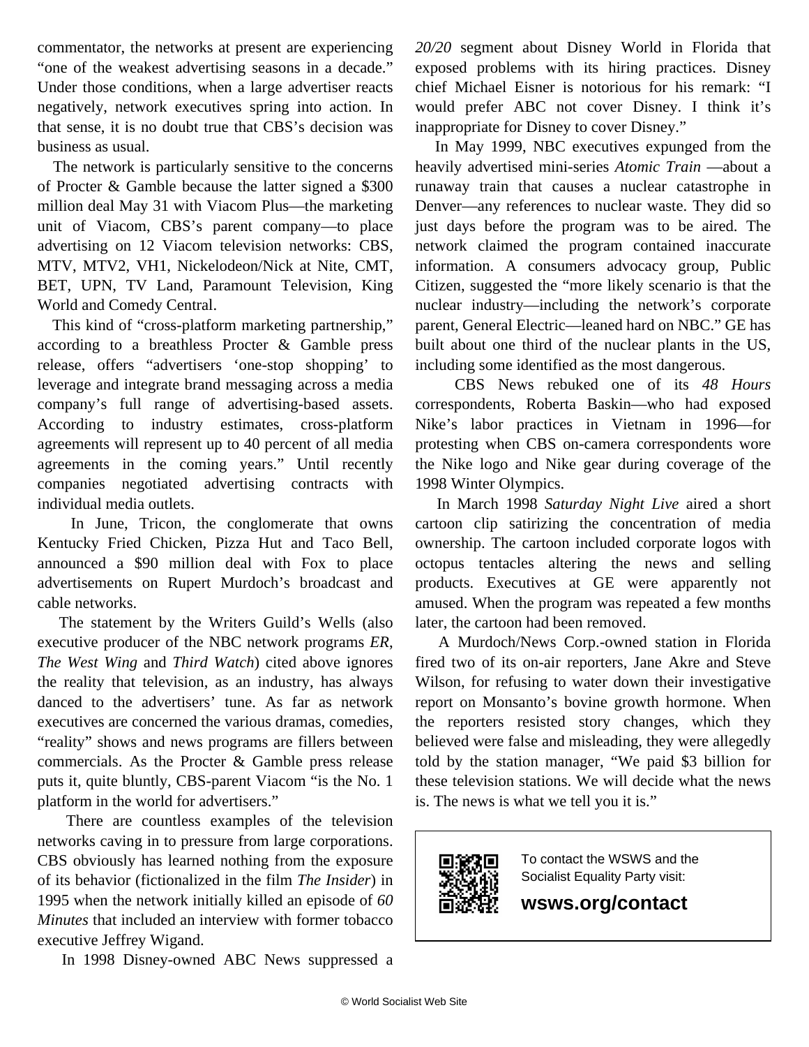commentator, the networks at present are experiencing "one of the weakest advertising seasons in a decade." Under those conditions, when a large advertiser reacts negatively, network executives spring into action. In that sense, it is no doubt true that CBS's decision was business as usual.

The network is particularly sensitive to the concerns of Procter & Gamble because the latter signed a $300 million deal May 31 with Viacom Plus—the marketing unit of Viacom, CBS's parent company—to place advertising on 12 Viacom television networks: CBS, MTV, MTV2, VH1, Nickelodeon/Nick at Nite, CMT, BET, UPN, TV Land, Paramount Television, King World and Comedy Central.

This kind of "cross-platform marketing partnership," according to a breathless Procter & Gamble press release, offers "advertisers 'one-stop shopping' to leverage and integrate brand messaging across a media company's full range of advertising-based assets. According to industry estimates, cross-platform agreements will represent up to 40 percent of all media agreements in the coming years." Until recently companies negotiated advertising contracts with individual media outlets.

In June, Tricon, the conglomerate that owns Kentucky Fried Chicken, Pizza Hut and Taco Bell, announced a $90 million deal with Fox to place advertisements on Rupert Murdoch's broadcast and cable networks.

The statement by the Writers Guild's Wells (also executive producer of the NBC network programs *ER*, *The West Wing* and *Third Watch*) cited above ignores the reality that television, as an industry, has always danced to the advertisers' tune. As far as network executives are concerned the various dramas, comedies, "reality" shows and news programs are fillers between commercials. As the Procter & Gamble press release puts it, quite bluntly, CBS-parent Viacom "is the No. 1 platform in the world for advertisers."

There are countless examples of the television networks caving in to pressure from large corporations. CBS obviously has learned nothing from the exposure of its behavior (fictionalized in the film *The Insider*) in 1995 when the network initially killed an episode of *60 Minutes* that included an interview with former tobacco executive Jeffrey Wigand.

In 1998 Disney-owned ABC News suppressed a *20/20* segment about Disney World in Florida that exposed problems with its hiring practices. Disney chief Michael Eisner is notorious for his remark: "I would prefer ABC not cover Disney. I think it's inappropriate for Disney to cover Disney."

In May 1999, NBC executives expunged from the heavily advertised mini-series *Atomic Train* —about a runaway train that causes a nuclear catastrophe in Denver—any references to nuclear waste. They did so just days before the program was to be aired. The network claimed the program contained inaccurate information. A consumers advocacy group, Public Citizen, suggested the "more likely scenario is that the nuclear industry—including the network's corporate parent, General Electric—leaned hard on NBC." GE has built about one third of the nuclear plants in the US, including some identified as the most dangerous.

CBS News rebuked one of its *48 Hours* correspondents, Roberta Baskin—who had exposed Nike's labor practices in Vietnam in 1996—for protesting when CBS on-camera correspondents wore the Nike logo and Nike gear during coverage of the 1998 Winter Olympics.

In March 1998 *Saturday Night Live* aired a short cartoon clip satirizing the concentration of media ownership. The cartoon included corporate logos with octopus tentacles altering the news and selling products. Executives at GE were apparently not amused. When the program was repeated a few months later, the cartoon had been removed.

A Murdoch/News Corp.-owned station in Florida fired two of its on-air reporters, Jane Akre and Steve Wilson, for refusing to water down their investigative report on Monsanto's bovine growth hormone. When the reporters resisted story changes, which they believed were false and misleading, they were allegedly told by the station manager, "We paid $3 billion for these television stations. We will decide what the news is. The news is what we tell you it is."

To contact the WSWS and the Socialist Equality Party visit:

**wsws.org/contact**